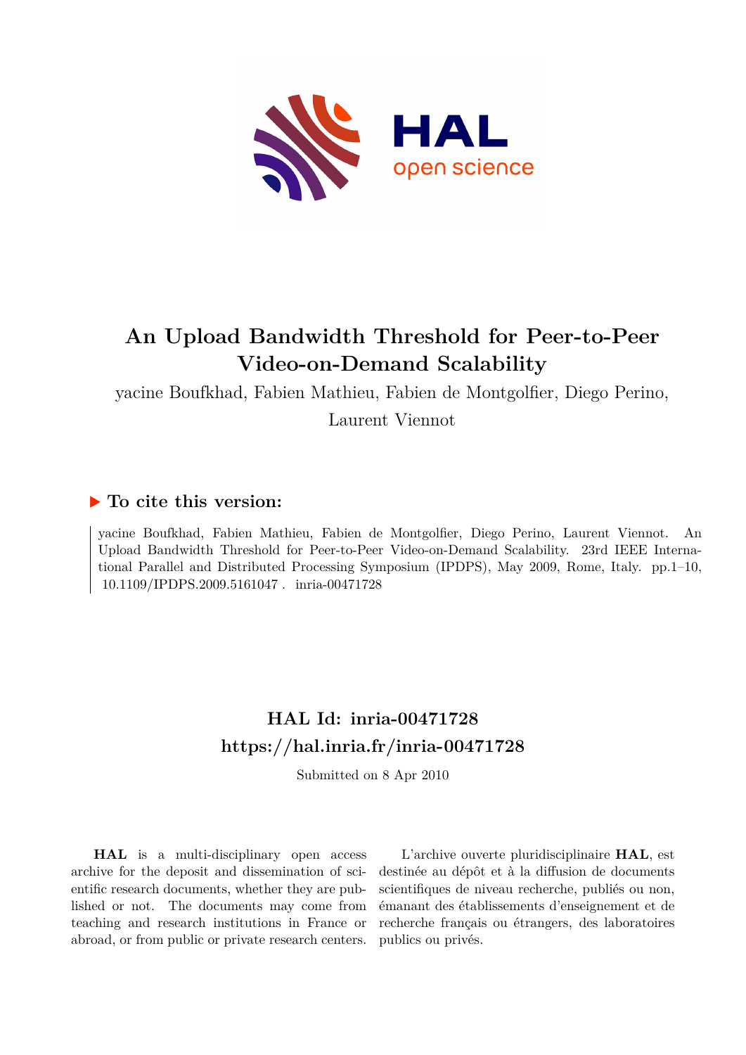# An Upload Bandwidth Threshold for Peer-to-Peer Video-on-Demand Scalability

yacine Boufkhad, Fabien Mathieu, Fabien de Montgolfier, Diego Perino, Laurent Viennot

## ▶ To cite this version:

yacine Boufkhad, Fabien Mathieu, Fabien de Montgolfier, Diego Perino, Laurent Viennot. An Upload Bandwidth Threshold for Peer-to-Peer Video-on-Demand Scalability. 23rd IEEE International Parallel and Distributed Processing Symposium (IPDPS), May 2009, Rome, Italy. pp.1–10, 10.1109/IPDPS.2009.5161047. inria-00471728

## HAL Id: inria-00471728

## https://hal.inria.fr/inria-00471728

Submitted on 8 Apr 2010

**HAL** is a multi-disciplinary open access archive for the deposit and dissemination of scientific research documents, whether they are published or not. The documents may come from teaching and research institutions in France or abroad, or from public or private research centers.

L'archive ouverte pluridisciplinaire **HAL**, est destinée au dépôt et à la diffusion de documents scientifiques de niveau recherche, publiés ou non, émanant des établissements d'enseignement et de recherche français ou étrangers, des laboratoires publics ou privés.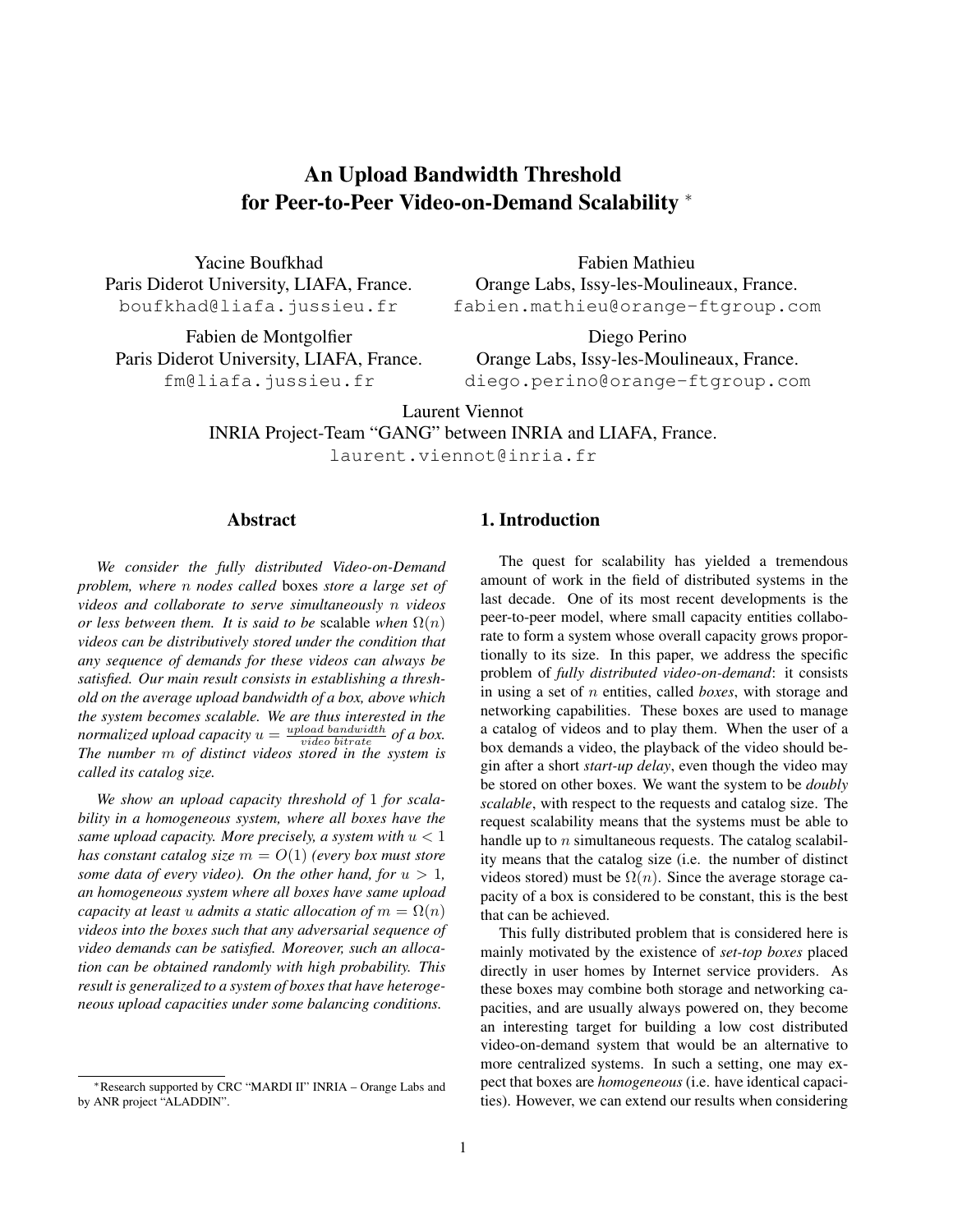# An Upload Bandwidth Threshold for Peer-to-Peer Video-on-Demand Scalability *

Yacine Boufkhad
Paris Diderot University, LIAFA, France.
boufkhad@liafa.jussieu.fr

Fabien Mathieu
Orange Labs, Issy-les-Moulineaux, France.
fabien.mathieu@orange-ftgroup.com

Fabien de Montgolfier
Paris Diderot University, LIAFA, France.
fm@liafa.jussieu.fr

Diego Perino
Orange Labs, Issy-les-Moulineaux, France.
diego.perino@orange-ftgroup.com

Laurent Viennot
INRIA Project-Team "GANG" between INRIA and LIAFA, France.
laurent.viennot@inria.fr

## Abstract

*We consider the fully distributed Video-on-Demand problem, where $n$ nodes called* boxes *store a large set of videos and collaborate to serve simultaneously $n$ videos or less between them. It is said to be* scalable *when $\Omega(n)$ videos can be distributively stored under the condition that any sequence of demands for these videos can always be satisfied. Our main result consists in establishing a threshold on the average upload bandwidth of a box, above which the system becomes scalable. We are thus interested in the normalized upload capacity $u = \frac{upload\ bandwidth}{video\ bitrate}$ of a box. The number $m$ of distinct videos stored in the system is called its catalog size.*

*We show an upload capacity threshold of 1 for scalability in a homogeneous system, where all boxes have the same upload capacity. More precisely, a system with $u < 1$ has constant catalog size $m = O(1)$ (every box must store some data of every video). On the other hand, for $u > 1$, an homogeneous system where all boxes have same upload capacity at least $u$ admits a static allocation of $m = \Omega(n)$ videos into the boxes such that any adversarial sequence of video demands can be satisfied. Moreover, such an allocation can be obtained randomly with high probability. This result is generalized to a system of boxes that have heterogeneous upload capacities under some balancing conditions.*

## 1. Introduction

The quest for scalability has yielded a tremendous amount of work in the field of distributed systems in the last decade. One of its most recent developments is the peer-to-peer model, where small capacity entities collaborate to form a system whose overall capacity grows proportionally to its size. In this paper, we address the specific problem of *fully distributed video-on-demand*: it consists in using a set of $n$ entities, called *boxes*, with storage and networking capabilities. These boxes are used to manage a catalog of videos and to play them. When the user of a box demands a video, the playback of the video should begin after a short *start-up delay*, even though the video may be stored on other boxes. We want the system to be *doubly scalable*, with respect to the requests and catalog size. The request scalability means that the systems must be able to handle up to $n$ simultaneous requests. The catalog scalability means that the catalog size (i.e. the number of distinct videos stored) must be $\Omega(n)$. Since the average storage capacity of a box is considered to be constant, this is the best that can be achieved.

This fully distributed problem that is considered here is mainly motivated by the existence of *set-top boxes* placed directly in user homes by Internet service providers. As these boxes may combine both storage and networking capacities, and are usually always powered on, they become an interesting target for building a low cost distributed video-on-demand system that would be an alternative to more centralized systems. In such a setting, one may expect that boxes are *homogeneous* (i.e. have identical capacities). However, we can extend our results when considering

*Research supported by CRC "MARDI II" INRIA – Orange Labs and by ANR project "ALADDIN".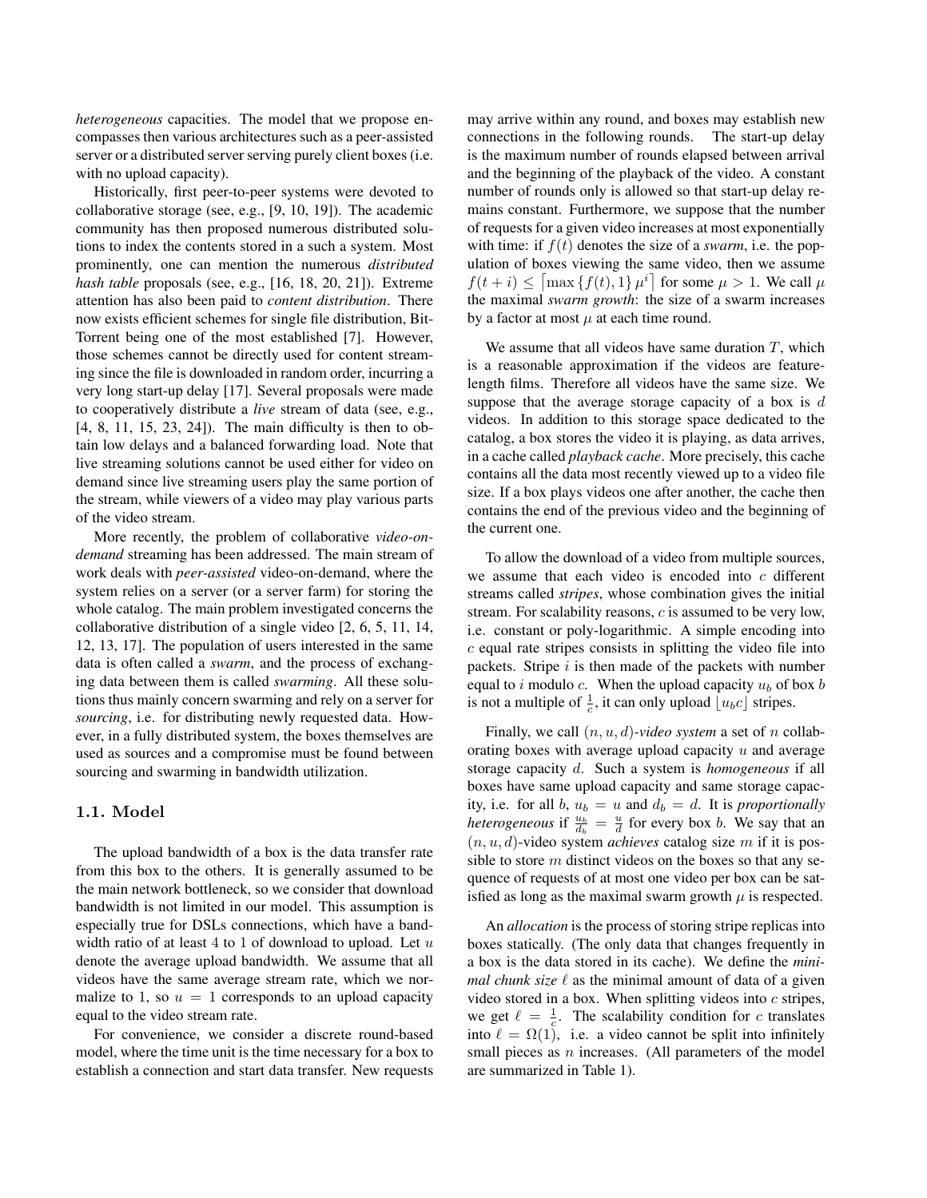*heterogeneous* capacities. The model that we propose encompasses then various architectures such as a peer-assisted server or a distributed server serving purely client boxes (i.e. with no upload capacity).

Historically, first peer-to-peer systems were devoted to collaborative storage (see, e.g., [9, 10, 19]). The academic community has then proposed numerous distributed solutions to index the contents stored in a such a system. Most prominently, one can mention the numerous *distributed hash table* proposals (see, e.g., [16, 18, 20, 21]). Extreme attention has also been paid to *content distribution*. There now exists efficient schemes for single file distribution, BitTorrent being one of the most established [7]. However, those schemes cannot be directly used for content streaming since the file is downloaded in random order, incurring a very long start-up delay [17]. Several proposals were made to cooperatively distribute a *live* stream of data (see, e.g., [4, 8, 11, 15, 23, 24]). The main difficulty is then to obtain low delays and a balanced forwarding load. Note that live streaming solutions cannot be used either for video on demand since live streaming users play the same portion of the stream, while viewers of a video may play various parts of the video stream.

More recently, the problem of collaborative *video-on-demand* streaming has been addressed. The main stream of work deals with *peer-assisted* video-on-demand, where the system relies on a server (or a server farm) for storing the whole catalog. The main problem investigated concerns the collaborative distribution of a single video [2, 6, 5, 11, 14, 12, 13, 17]. The population of users interested in the same data is often called a *swarm*, and the process of exchanging data between them is called *swarming*. All these solutions thus mainly concern swarming and rely on a server for *sourcing*, i.e. for distributing newly requested data. However, in a fully distributed system, the boxes themselves are used as sources and a compromise must be found between sourcing and swarming in bandwidth utilization.

### 1.1. Model

The upload bandwidth of a box is the data transfer rate from this box to the others. It is generally assumed to be the main network bottleneck, so we consider that download bandwidth is not limited in our model. This assumption is especially true for DSLs connections, which have a bandwidth ratio of at least 4 to 1 of download to upload. Let $u$ denote the average upload bandwidth. We assume that all videos have the same average stream rate, which we normalize to 1, so $u = 1$ corresponds to an upload capacity equal to the video stream rate.

For convenience, we consider a discrete round-based model, where the time unit is the time necessary for a box to establish a connection and start data transfer. New requests may arrive within any round, and boxes may establish new connections in the following rounds. The start-up delay is the maximum number of rounds elapsed between arrival and the beginning of the playback of the video. A constant number of rounds only is allowed so that start-up delay remains constant. Furthermore, we suppose that the number of requests for a given video increases at most exponentially with time: if $f(t)$ denotes the size of a *swarm*, i.e. the population of boxes viewing the same video, then we assume $f(t+i) \leq \lceil \max\{f(t), 1\} \mu^i \rceil$ for some $\mu > 1$. We call $\mu$ the maximal *swarm growth*: the size of a swarm increases by a factor at most $\mu$ at each time round.

We assume that all videos have same duration $T$, which is a reasonable approximation if the videos are feature-length films. Therefore all videos have the same size. We suppose that the average storage capacity of a box is $d$ videos. In addition to this storage space dedicated to the catalog, a box stores the video it is playing, as data arrives, in a cache called *playback cache*. More precisely, this cache contains all the data most recently viewed up to a video file size. If a box plays videos one after another, the cache then contains the end of the previous video and the beginning of the current one.

To allow the download of a video from multiple sources, we assume that each video is encoded into $c$ different streams called *stripes*, whose combination gives the initial stream. For scalability reasons, $c$ is assumed to be very low, i.e. constant or poly-logarithmic. A simple encoding into $c$ equal rate stripes consists in splitting the video file into packets. Stripe $i$ is then made of the packets with number equal to $i$ modulo $c$. When the upload capacity $u_b$ of box $b$ is not a multiple of $\frac{1}{c}$, it can only upload $\lfloor u_b c \rfloor$ stripes.

Finally, we call $(n, u, d)$-*video system* a set of $n$ collaborating boxes with average upload capacity $u$ and average storage capacity $d$. Such a system is *homogeneous* if all boxes have same upload capacity and same storage capacity, i.e. for all $b$, $u_b = u$ and $d_b = d$. It is *proportionally heterogeneous* if $\frac{u_b}{d_b} = \frac{u}{d}$ for every box $b$. We say that an $(n, u, d)$-video system *achieves* catalog size $m$ if it is possible to store $m$ distinct videos on the boxes so that any sequence of requests of at most one video per box can be satisfied as long as the maximal swarm growth $\mu$ is respected.

An *allocation* is the process of storing stripe replicas into boxes statically. (The only data that changes frequently in a box is the data stored in its cache). We define the *minimal chunk size* $\ell$ as the minimal amount of data of a given video stored in a box. When splitting videos into $c$ stripes, we get $\ell = \frac{1}{c}$. The scalability condition for $c$ translates into $\ell = \Omega(1)$, i.e. a video cannot be split into infinitely small pieces as $n$ increases. (All parameters of the model are summarized in Table 1).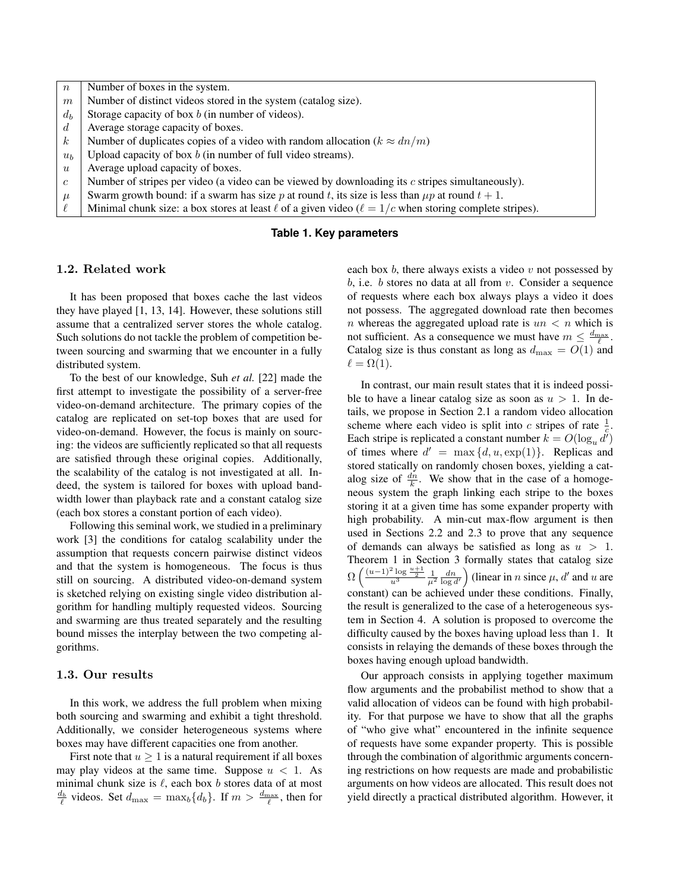| | |
|---|---|
| $n$ | Number of boxes in the system. |
| $m$ | Number of distinct videos stored in the system (catalog size). |
| $d_b$ | Storage capacity of box $b$ (in number of videos). |
| $d$ | Average storage capacity of boxes. |
| $k$ | Number of duplicates copies of a video with random allocation ($k \approx dn/m$) |
| $u_b$ | Upload capacity of box $b$ (in number of full video streams). |
| $u$ | Average upload capacity of boxes. |
| $c$ | Number of stripes per video (a video can be viewed by downloading its $c$ stripes simultaneously). |
| $\mu$ | Swarm growth bound: if a swarm has size $p$ at round $t$, its size is less than $\mu p$ at round $t+1$. |
| $\ell$ | Minimal chunk size: a box stores at least $\ell$ of a given video ($\ell = 1/c$ when storing complete stripes). |

**Table 1. Key parameters**

### 1.2. Related work

It has been proposed that boxes cache the last videos they have played [1, 13, 14]. However, these solutions still assume that a centralized server stores the whole catalog. Such solutions do not tackle the problem of competition between sourcing and swarming that we encounter in a fully distributed system.

To the best of our knowledge, Suh *et al.* [22] made the first attempt to investigate the possibility of a server-free video-on-demand architecture. The primary copies of the catalog are replicated on set-top boxes that are used for video-on-demand. However, the focus is mainly on sourcing: the videos are sufficiently replicated so that all requests are satisfied through these original copies. Additionally, the scalability of the catalog is not investigated at all. Indeed, the system is tailored for boxes with upload bandwidth lower than playback rate and a constant catalog size (each box stores a constant portion of each video).

Following this seminal work, we studied in a preliminary work [3] the conditions for catalog scalability under the assumption that requests concern pairwise distinct videos and that the system is homogeneous. The focus is thus still on sourcing. A distributed video-on-demand system is sketched relying on existing single video distribution algorithm for handling multiply requested videos. Sourcing and swarming are thus treated separately and the resulting bound misses the interplay between the two competing algorithms.

### 1.3. Our results

In this work, we address the full problem when mixing both sourcing and swarming and exhibit a tight threshold. Additionally, we consider heterogeneous systems where boxes may have different capacities one from another.

First note that $u \geq 1$ is a natural requirement if all boxes may play videos at the same time. Suppose $u < 1$. As minimal chunk size is $\ell$, each box $b$ stores data of at most $\frac{d_b}{\ell}$ videos. Set $d_{\max} = \max_b\{d_b\}$. If $m > \frac{d_{\max}}{\ell}$, then for each box $b$, there always exists a video $v$ not possessed by $b$, i.e. $b$ stores no data at all from $v$. Consider a sequence of requests where each box always plays a video it does not possess. The aggregated download rate then becomes $n$ whereas the aggregated upload rate is $un < n$ which is not sufficient. As a consequence we must have $m \leq \frac{d_{\max}}{\ell}$. Catalog size is thus constant as long as $d_{\max} = O(1)$ and $\ell = \Omega(1)$.

In contrast, our main result states that it is indeed possible to have a linear catalog size as soon as $u > 1$. In details, we propose in Section 2.1 a random video allocation scheme where each video is split into $c$ stripes of rate $\frac{1}{c}$. Each stripe is replicated a constant number $k = O(\log_u d')$ of times where $d' = \max\{d, u, \exp(1)\}$. Replicas and stored statically on randomly chosen boxes, yielding a catalog size of $\frac{dn}{k}$. We show that in the case of a homogeneous system the graph linking each stripe to the boxes storing it at a given time has some expander property with high probability. A min-cut max-flow argument is then used in Sections 2.2 and 2.3 to prove that any sequence of demands can always be satisfied as long as $u > 1$. Theorem 1 in Section 3 formally states that catalog size $\Omega\left(\frac{(u-1)^2 \log \frac{u+1}{2}}{u^3} \frac{1}{\mu^2} \frac{dn}{\log d'}\right)$ (linear in $n$ since $\mu$, $d'$ and $u$ are constant) can be achieved under these conditions. Finally, the result is generalized to the case of a heterogeneous system in Section 4. A solution is proposed to overcome the difficulty caused by the boxes having upload less than 1. It consists in relaying the demands of these boxes through the boxes having enough upload bandwidth.

Our approach consists in applying together maximum flow arguments and the probabilist method to show that a valid allocation of videos can be found with high probability. For that purpose we have to show that all the graphs of "who give what" encountered in the infinite sequence of requests have some expander property. This is possible through the combination of algorithmic arguments concerning restrictions on how requests are made and probabilistic arguments on how videos are allocated. This result does not yield directly a practical distributed algorithm. However, it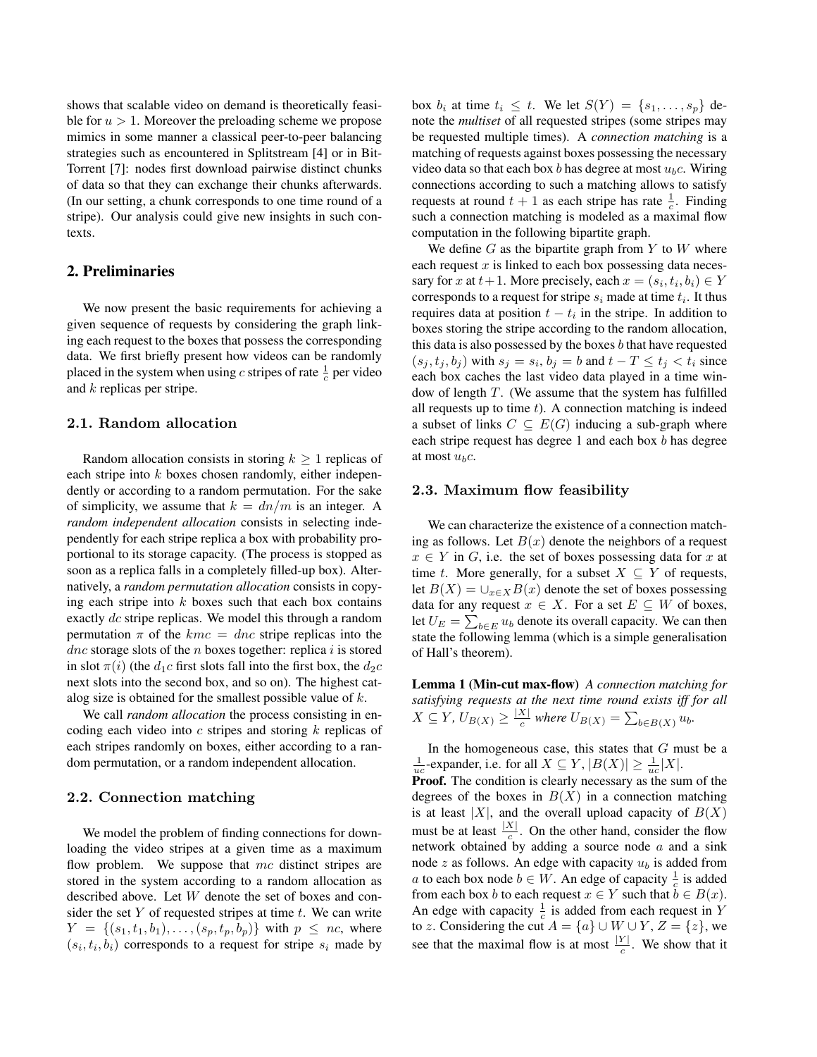shows that scalable video on demand is theoretically feasible for $u > 1$. Moreover the preloading scheme we propose mimics in some manner a classical peer-to-peer balancing strategies such as encountered in Splitstream [4] or in BitTorrent [7]: nodes first download pairwise distinct chunks of data so that they can exchange their chunks afterwards. (In our setting, a chunk corresponds to one time round of a stripe). Our analysis could give new insights in such contexts.

## 2. Preliminaries

We now present the basic requirements for achieving a given sequence of requests by considering the graph linking each request to the boxes that possess the corresponding data. We first briefly present how videos can be randomly placed in the system when using $c$ stripes of rate $\frac{1}{c}$ per video and $k$ replicas per stripe.

### 2.1. Random allocation

Random allocation consists in storing $k \geq 1$ replicas of each stripe into $k$ boxes chosen randomly, either independently or according to a random permutation. For the sake of simplicity, we assume that $k = dn/m$ is an integer. A *random independent allocation* consists in selecting independently for each stripe replica a box with probability proportional to its storage capacity. (The process is stopped as soon as a replica falls in a completely filled-up box). Alternatively, a *random permutation allocation* consists in copying each stripe into $k$ boxes such that each box contains exactly $dc$ stripe replicas. We model this through a random permutation $\pi$ of the $kmc = dnc$ stripe replicas into the $dnc$ storage slots of the $n$ boxes together: replica $i$ is stored in slot $\pi(i)$ (the $d_1c$ first slots fall into the first box, the $d_2c$ next slots into the second box, and so on). The highest catalog size is obtained for the smallest possible value of $k$.

We call *random allocation* the process consisting in encoding each video into $c$ stripes and storing $k$ replicas of each stripes randomly on boxes, either according to a random permutation, or a random independent allocation.

### 2.2. Connection matching

We model the problem of finding connections for downloading the video stripes at a given time as a maximum flow problem. We suppose that $mc$ distinct stripes are stored in the system according to a random allocation as described above. Let $W$ denote the set of boxes and consider the set $Y$ of requested stripes at time $t$. We can write $Y = \{(s_1, t_1, b_1), \ldots, (s_p, t_p, b_p)\}$ with $p \leq nc$, where $(s_i, t_i, b_i)$ corresponds to a request for stripe $s_i$ made by box $b_i$ at time $t_i \leq t$. We let $S(Y) = \{s_1, \ldots, s_p\}$ denote the *multiset* of all requested stripes (some stripes may be requested multiple times). A *connection matching* is a matching of requests against boxes possessing the necessary video data so that each box $b$ has degree at most $u_b c$. Wiring connections according to such a matching allows to satisfy requests at round $t+1$ as each stripe has rate $\frac{1}{c}$. Finding such a connection matching is modeled as a maximal flow computation in the following bipartite graph.

We define $G$ as the bipartite graph from $Y$ to $W$ where each request $x$ is linked to each box possessing data necessary for $x$ at $t+1$. More precisely, each $x = (s_i, t_i, b_i) \in Y$ corresponds to a request for stripe $s_i$ made at time $t_i$. It thus requires data at position $t - t_i$ in the stripe. In addition to boxes storing the stripe according to the random allocation, this data is also possessed by the boxes $b$ that have requested $(s_j, t_j, b_j)$ with $s_j = s_i$, $b_j = b$ and $t - T \leq t_j < t_i$ since each box caches the last video data played in a time window of length $T$. (We assume that the system has fulfilled all requests up to time $t$). A connection matching is indeed a subset of links $C \subseteq E(G)$ inducing a sub-graph where each stripe request has degree 1 and each box $b$ has degree at most $u_b c$.

### 2.3. Maximum flow feasibility

We can characterize the existence of a connection matching as follows. Let $B(x)$ denote the neighbors of a request $x \in Y$ in $G$, i.e. the set of boxes possessing data for $x$ at time $t$. More generally, for a subset $X \subseteq Y$ of requests, let $B(X) = \cup_{x \in X} B(x)$ denote the set of boxes possessing data for any request $x \in X$. For a set $E \subseteq W$ of boxes, let $U_E = \sum_{b \in E} u_b$ denote its overall capacity. We can then state the following lemma (which is a simple generalisation of Hall's theorem).

**Lemma 1 (Min-cut max-flow)** *A connection matching for satisfying requests at the next time round exists iff for all $X \subseteq Y$, $U_{B(X)} \geq \frac{|X|}{c}$ where $U_{B(X)} = \sum_{b \in B(X)} u_b$.*

In the homogeneous case, this states that $G$ must be a $\frac{1}{uc}$-expander, i.e. for all $X \subseteq Y$, $|B(X)| \geq \frac{1}{uc}|X|$.

**Proof.** The condition is clearly necessary as the sum of the degrees of the boxes in $B(X)$ in a connection matching is at least $|X|$, and the overall upload capacity of $B(X)$ must be at least $\frac{|X|}{c}$. On the other hand, consider the flow network obtained by adding a source node $a$ and a sink node $z$ as follows. An edge with capacity $u_b$ is added from $a$ to each box node $b \in W$. An edge of capacity $\frac{1}{c}$ is added from each box $b$ to each request $x \in Y$ such that $b \in B(x)$. An edge with capacity $\frac{1}{c}$ is added from each request in $Y$ to $z$. Considering the cut $A = \{a\} \cup W \cup Y$, $Z = \{z\}$, we see that the maximal flow is at most $\frac{|Y|}{c}$. We show that it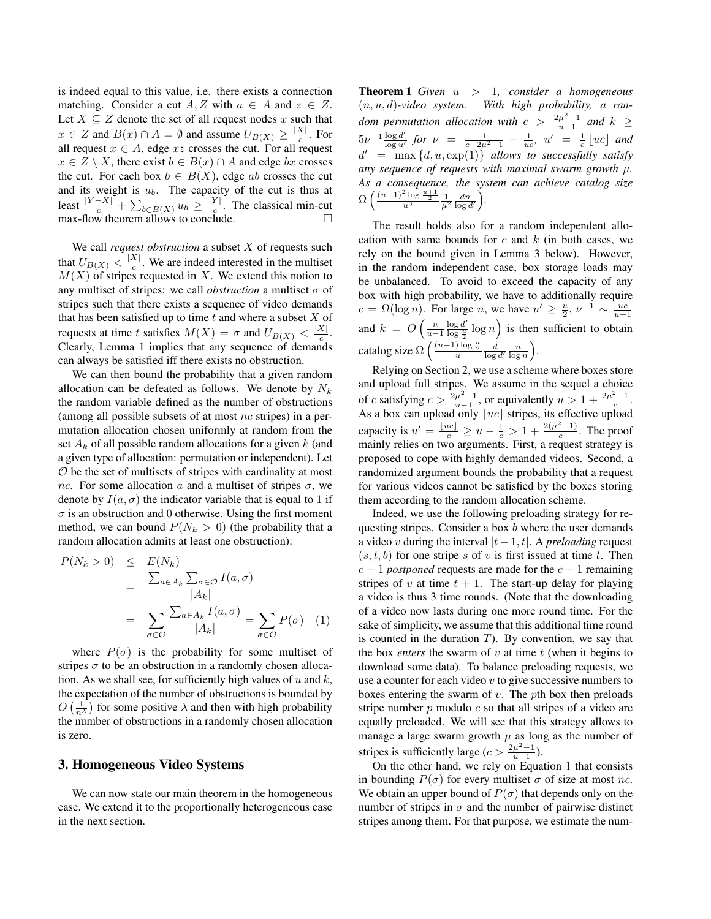is indeed equal to this value, i.e. there exists a connection matching. Consider a cut $A, Z$ with $a \in A$ and $z \in Z$. Let $X \subseteq Z$ denote the set of all request nodes $x$ such that $x \in Z$ and $B(x) \cap A = \emptyset$ and assume $U_{B(X)} \geq \frac{|X|}{c}$. For all request $x \in A$, edge $xz$ crosses the cut. For all request $x \in Z \setminus X$, there exist $b \in B(x) \cap A$ and edge $bx$ crosses the cut. For each box $b \in B(X)$, edge $ab$ crosses the cut and its weight is $u_b$. The capacity of the cut is thus at least $\frac{|Y-X|}{c} + \sum_{b \in B(X)} u_b \geq \frac{|Y|}{c}$. The classical min-cut max-flow theorem allows to conclude. □

We call *request obstruction* a subset $X$ of requests such that $U_{B(X)} < \frac{|X|}{c}$. We are indeed interested in the multiset $M(X)$ of stripes requested in $X$. We extend this notion to any multiset of stripes: we call *obstruction* a multiset $\sigma$ of stripes such that there exists a sequence of video demands that has been satisfied up to time $t$ and where a subset $X$ of requests at time $t$ satisfies $M(X) = \sigma$ and $U_{B(X)} < \frac{|X|}{c}$. Clearly, Lemma 1 implies that any sequence of demands can always be satisfied iff there exists no obstruction.

We can then bound the probability that a given random allocation can be defeated as follows. We denote by $N_k$ the random variable defined as the number of obstructions (among all possible subsets of at most $nc$ stripes) in a permutation allocation chosen uniformly at random from the set $A_k$ of all possible random allocations for a given $k$ (and a given type of allocation: permutation or independent). Let $\mathcal{O}$ be the set of multisets of stripes with cardinality at most $nc$. For some allocation $a$ and a multiset of stripes $\sigma$, we denote by $I(a, \sigma)$ the indicator variable that is equal to 1 if $\sigma$ is an obstruction and 0 otherwise. Using the first moment method, we can bound $P(N_k > 0)$ (the probability that a random allocation admits at least one obstruction):

$$
\begin{aligned}
P(N_k > 0) &\leq E(N_k) \\
&= \frac{\sum_{a \in A_k} \sum_{\sigma \in \mathcal{O}} I(a, \sigma)}{|A_k|} \\
&= \sum_{\sigma \in \mathcal{O}} \frac{\sum_{a \in A_k} I(a, \sigma)}{|A_k|} = \sum_{\sigma \in \mathcal{O}} P(\sigma) \quad (1)
\end{aligned}
$$

where $P(\sigma)$ is the probability for some multiset of stripes $\sigma$ to be an obstruction in a randomly chosen allocation. As we shall see, for sufficiently high values of $u$ and $k$, the expectation of the number of obstructions is bounded by $O\left(\frac{1}{n^\lambda}\right)$ for some positive $\lambda$ and then with high probability the number of obstructions in a randomly chosen allocation is zero.

## 3. Homogeneous Video Systems

We can now state our main theorem in the homogeneous case. We extend it to the proportionally heterogeneous case in the next section.

**Theorem 1** *Given $u > 1$, consider a homogeneous $(n, u, d)$-video system. With high probability, a random permutation allocation with $c > \frac{2\mu^2-1}{u-1}$ and $k \geq 5\nu^{-1} \frac{\log d'}{\log u'}$ for $\nu = \frac{1}{c+2\mu^2-1} - \frac{1}{uc}$, $u' = \frac{1}{c}\lfloor uc \rfloor$ and $d' = \max\{d, u, \exp(1)\}$ allows to successfully satisfy any sequence of requests with maximal swarm growth $\mu$. As a consequence, the system can achieve catalog size $\Omega\left(\frac{(u-1)^2 \log \frac{u+1}{2}}{u^3} \frac{1}{\mu^2} \frac{dn}{\log d'}\right)$.*

The result holds also for a random independent allocation with same bounds for $c$ and $k$ (in both cases, we rely on the bound given in Lemma 3 below). However, in the random independent case, box storage loads may be unbalanced. To avoid to exceed the capacity of any box with high probability, we have to additionally require $c = \Omega(\log n)$. For large $n$, we have $u' \geq \frac{u}{2}$, $\nu^{-1} \sim \frac{uc}{u-1}$ and $k = O\left(\frac{u}{u-1} \frac{\log d'}{\log \frac{u}{2}} \log n\right)$ is then sufficient to obtain catalog size $\Omega\left(\frac{(u-1)\log \frac{u}{2}}{u} \frac{d}{\log d'} \frac{n}{\log n}\right)$.

Relying on Section 2, we use a scheme where boxes store and upload full stripes. We assume in the sequel a choice of $c$ satisfying $c > \frac{2\mu^2-1}{u-1}$, or equivalently $u > 1 + \frac{2\mu^2-1}{c}$. As a box can upload only $\lfloor uc \rfloor$ stripes, its effective upload capacity is $u' = \frac{\lfloor uc \rfloor}{c} \geq u - \frac{1}{c} > 1 + \frac{2(\mu^2-1)}{c}$. The proof mainly relies on two arguments. First, a request strategy is proposed to cope with highly demanded videos. Second, a randomized argument bounds the probability that a request for various videos cannot be satisfied by the boxes storing them according to the random allocation scheme.

Indeed, we use the following preloading strategy for requesting stripes. Consider a box $b$ where the user demands a video $v$ during the interval $[t-1, t[$. A *preloading* request $(s, t, b)$ for one stripe $s$ of $v$ is first issued at time $t$. Then $c-1$ *postponed* requests are made for the $c-1$ remaining stripes of $v$ at time $t+1$. The start-up delay for playing a video is thus 3 time rounds. (Note that the downloading of a video now lasts during one more round time. For the sake of simplicity, we assume that this additional time round is counted in the duration $T$). By convention, we say that the box *enters* the swarm of $v$ at time $t$ (when it begins to download some data). To balance preloading requests, we use a counter for each video $v$ to give successive numbers to boxes entering the swarm of $v$. The $p$th box then preloads stripe number $p$ modulo $c$ so that all stripes of a video are equally preloaded. We will see that this strategy allows to manage a large swarm growth $\mu$ as long as the number of stripes is sufficiently large ($c > \frac{2\mu^2-1}{u-1}$).

On the other hand, we rely on Equation 1 that consists in bounding $P(\sigma)$ for every multiset $\sigma$ of size at most $nc$. We obtain an upper bound of $P(\sigma)$ that depends only on the number of stripes in $\sigma$ and the number of pairwise distinct stripes among them. For that purpose, we estimate the num-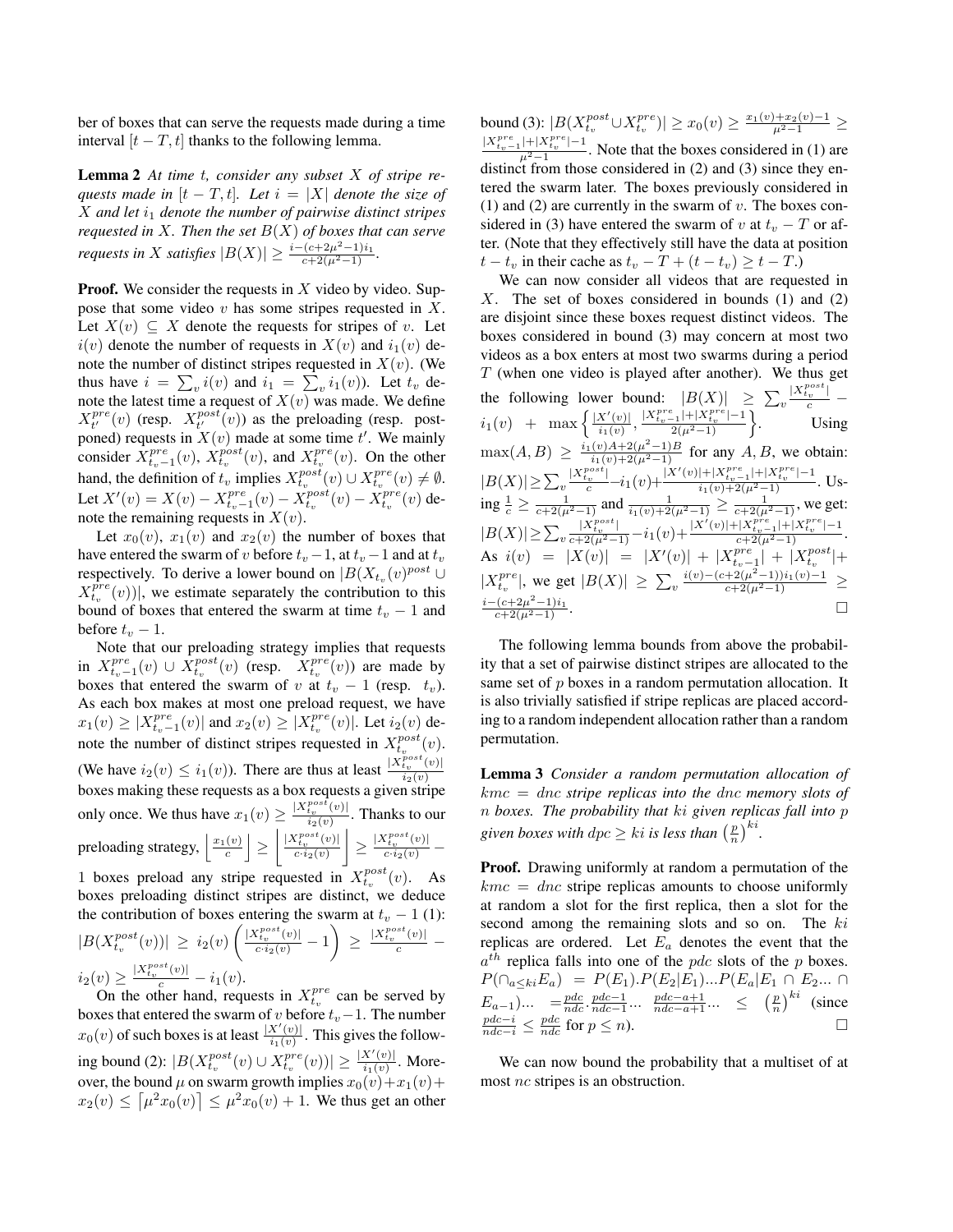ber of boxes that can serve the requests made during a time interval $[t-T, t]$ thanks to the following lemma.

**Lemma 2** *At time $t$, consider any subset $X$ of stripe requests made in $[t-T, t]$. Let $i = |X|$ denote the size of $X$ and let $i_1$ denote the number of pairwise distinct stripes requested in $X$. Then the set $B(X)$ of boxes that can serve requests in $X$ satisfies $|B(X)| \geq \frac{i-(c+2\mu^2-1)i_1}{c+2(\mu^2-1)}$.*

**Proof.** We consider the requests in $X$ video by video. Suppose that some video $v$ has some stripes requested in $X$. Let $X(v) \subseteq X$ denote the requests for stripes of $v$. Let $i(v)$ denote the number of requests in $X(v)$ and $i_1(v)$ denote the number of distinct stripes requested in $X(v)$. (We thus have $i = \sum_v i(v)$ and $i_1 = \sum_v i_1(v)$). Let $t_v$ denote the latest time a request of $X(v)$ was made. We define $X^{pre}_{t'}(v)$ (resp. $X^{post}_{t'}(v)$) as the preloading (resp. postponed) requests in $X(v)$ made at some time $t'$. We mainly consider $X^{pre}_{t_v-1}(v)$, $X^{post}_{t_v}(v)$, and $X^{pre}_{t_v}(v)$. On the other hand, the definition of $t_v$ implies $X^{post}_{t_v}(v) \cup X^{pre}_{t_v}(v) \neq \emptyset$. Let $X'(v) = X(v) - X^{pre}_{t_v-1}(v) - X^{post}_{t_v}(v) - X^{pre}_{t_v}(v)$ denote the remaining requests in $X(v)$.

Let $x_0(v)$, $x_1(v)$ and $x_2(v)$ the number of boxes that have entered the swarm of $v$ before $t_v-1$, at $t_v-1$ and at $t_v$ respectively. To derive a lower bound on $|B(X_{t_v}(v)^{post} \cup X^{pre}_{t_v}(v))|$, we estimate separately the contribution to this bound of boxes that entered the swarm at time $t_v-1$ and before $t_v-1$.

Note that our preloading strategy implies that requests in $X^{pre}_{t_v-1}(v) \cup X^{post}_{t_v}(v)$ (resp. $X^{pre}_{t_v}(v)$) are made by boxes that entered the swarm of $v$ at $t_v-1$ (resp. $t_v$). As each box makes at most one preload request, we have $x_1(v) \geq |X^{pre}_{t_v-1}(v)|$ and $x_2(v) \geq |X^{pre}_{t_v}(v)|$. Let $i_2(v)$ denote the number of distinct stripes requested in $X^{post}_{t_v}(v)$. (We have $i_2(v) \leq i_1(v)$). There are thus at least $\frac{|X^{post}_{t_v}(v)|}{i_2(v)}$ boxes making these requests as a box requests a given stripe only once. We thus have $x_1(v) \geq \frac{|X^{post}_{t_v}(v)|}{i_2(v)}$. Thanks to our preloading strategy, $\left\lfloor \frac{x_1(v)}{c} \right\rfloor \geq \left\lfloor \frac{|X^{post}_{t_v}(v)|}{c \cdot i_2(v)} \right\rfloor \geq \frac{|X^{post}_{t_v}(v)|}{c \cdot i_2(v)} - 1$ boxes preload any stripe requested in $X^{post}_{t_v}(v)$. As boxes preloading distinct stripes are distinct, we deduce the contribution of boxes entering the swarm at $t_v-1$ (1): $|B(X^{post}_{t_v}(v))| \geq i_2(v)\left(\frac{|X^{post}_{t_v}(v)|}{c \cdot i_2(v)} - 1\right) \geq \frac{|X^{post}_{t_v}(v)|}{c} - i_2(v) \geq \frac{|X^{post}_{t_v}(v)|}{c} - i_1(v)$.

On the other hand, requests in $X^{pre}_{t_v}$ can be served by boxes that entered the swarm of $v$ before $t_v-1$. The number $x_0(v)$ of such boxes is at least $\frac{|X'(v)|}{i_1(v)}$. This gives the following bound (2): $|B(X^{post}_{t_v}(v) \cup X^{pre}_{t_v}(v))| \geq \frac{|X'(v)|}{i_1(v)}$. Moreover, the bound $\mu$ on swarm growth implies $x_0(v)+x_1(v)+x_2(v) \leq \lceil \mu^2 x_0(v) \rceil \leq \mu^2 x_0(v) + 1$. We thus get an other bound (3): $|B(X^{post}_{t_v} \cup X^{pre}_{t_v})| \geq x_0(v) \geq \frac{x_1(v)+x_2(v)-1}{\mu^2-1} \geq \frac{|X^{pre}_{t_v-1}|+|X^{pre}_{t_v}|-1}{\mu^2-1}$. Note that the boxes considered in (1) are distinct from those considered in (2) and (3) since they entered the swarm later. The boxes previously considered in (1) and (2) are currently in the swarm of $v$. The boxes considered in (3) have entered the swarm of $v$ at $t_v - T$ or after. (Note that they effectively still have the data at position $t - t_v$ in their cache as $t_v - T + (t - t_v) \geq t - T$.)

We can now consider all videos that are requested in $X$. The set of boxes considered in bounds (1) and (2) are disjoint since these boxes request distinct videos. The boxes considered in bound (3) may concern at most two videos as a box enters at most two swarms during a period $T$ (when one video is played after another). We thus get the following lower bound: $|B(X)| \geq \sum_v \frac{|X^{post}_{t_v}|}{c} - i_1(v) + \max\left\{\frac{|X'(v)|}{i_1(v)}, \frac{|X^{pre}_{t_v-1}|+|X^{pre}_{t_v}|-1}{2(\mu^2-1)}\right\}$. Using $\max(A,B) \geq \frac{i_1(v)A+2(\mu^2-1)B}{i_1(v)+2(\mu^2-1)}$ for any $A, B$, we obtain: $|B(X)| \geq \sum_v \frac{|X^{post}_{t_v}|}{c} - i_1(v) + \frac{|X'(v)|+|X^{pre}_{t_v-1}|+|X^{pre}_{t_v}|-1}{i_1(v)+2(\mu^2-1)}$. Using $\frac{1}{c} \geq \frac{1}{c+2(\mu^2-1)}$ and $\frac{1}{i_1(v)+2(\mu^2-1)} \geq \frac{1}{c+2(\mu^2-1)}$, we get: $|B(X)| \geq \sum_v \frac{|X^{post}_{t_v}|}{c+2(\mu^2-1)} - i_1(v) + \frac{|X'(v)|+|X^{pre}_{t_v-1}|+|X^{pre}_{t_v}|-1}{c+2(\mu^2-1)}$. As $i(v) = |X(v)| = |X'(v)| + |X^{pre}_{t_v-1}| + |X^{post}_{t_v}| + |X^{pre}_{t_v}|$, we get $|B(X)| \geq \sum_v \frac{i(v)-(c+2(\mu^2-1))i_1(v)-1}{c+2(\mu^2-1)} \geq \frac{i-(c+2\mu^2-1)i_1}{c+2(\mu^2-1)}$. □

The following lemma bounds from above the probability that a set of pairwise distinct stripes are allocated to the same set of $p$ boxes in a random permutation allocation. It is also trivially satisfied if stripe replicas are placed according to a random independent allocation rather than a random permutation.

**Lemma 3** *Consider a random permutation allocation of $kmc = dnc$ stripe replicas into the $dnc$ memory slots of $n$ boxes. The probability that $ki$ given replicas fall into $p$ given boxes with $dpc \geq ki$ is less than $\left(\frac{p}{n}\right)^{ki}$.*

**Proof.** Drawing uniformly at random a permutation of the $kmc = dnc$ stripe replicas amounts to choose uniformly at random a slot for the first replica, then a slot for the second among the remaining slots and so on. The $ki$ replicas are ordered. Let $E_a$ denotes the event that the $a^{th}$ replica falls into one of the $pdc$ slots of the $p$ boxes. $P(\cap_{a \leq ki} E_a) = P(E_1).P(E_2|E_1)...P(E_a|E_1 \cap E_2... \cap E_{a-1})... = \frac{pdc}{ndc} \cdot \frac{pdc-1}{ndc-1} \cdots \frac{pdc-a+1}{ndc-a+1} \cdots \leq \left(\frac{p}{n}\right)^{ki}$ (since $\frac{pdc-i}{ndc-i} \leq \frac{pdc}{ndc}$ for $p \leq n$). □

We can now bound the probability that a multiset of at most $nc$ stripes is an obstruction.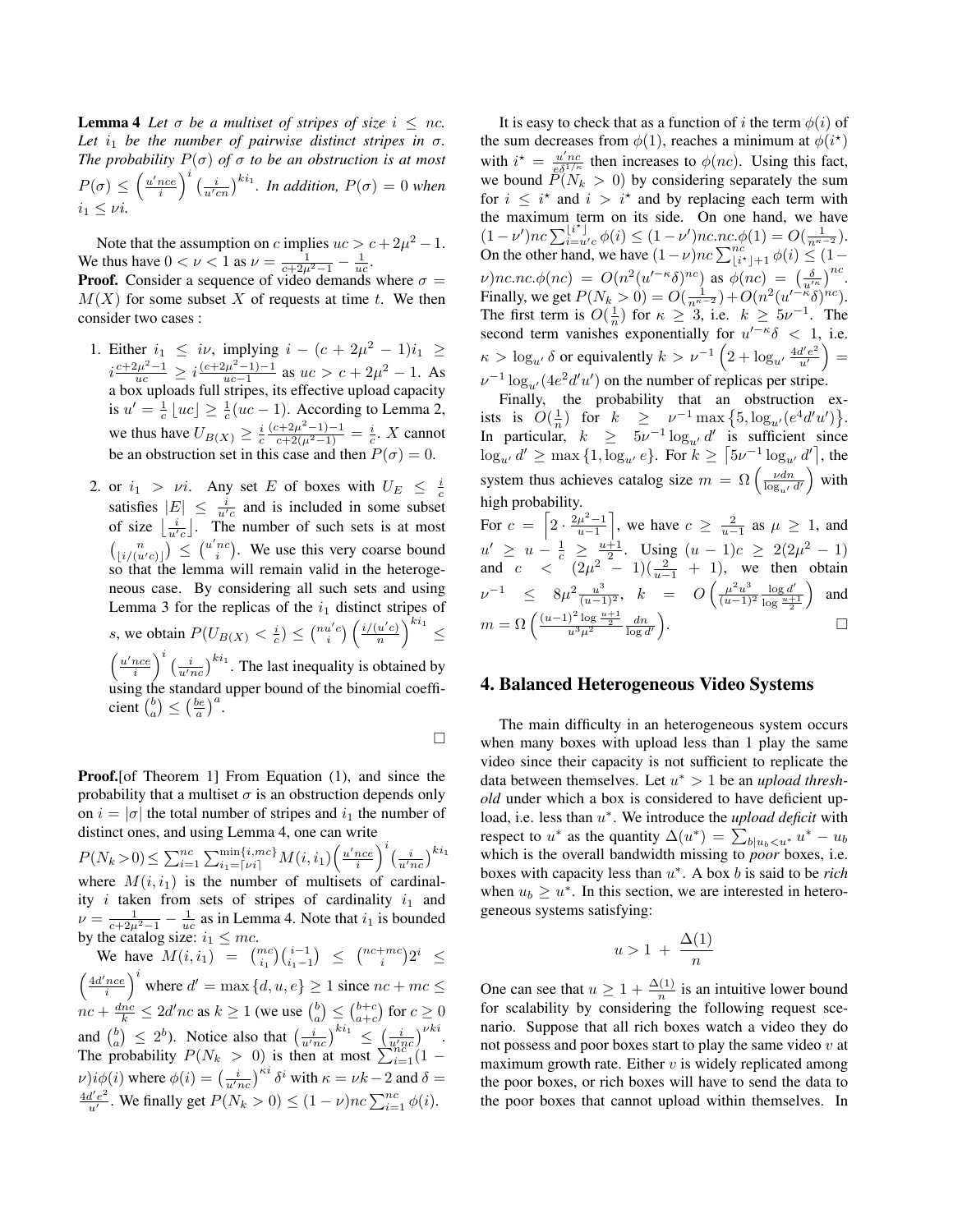**Lemma 4** *Let $\sigma$ be a multiset of stripes of size $i \leq nc$. Let $i_1$ be the number of pairwise distinct stripes in $\sigma$. The probability $P(\sigma)$ of $\sigma$ to be an obstruction is at most $P(\sigma) \leq \left(\frac{u'nce}{i}\right)^i \left(\frac{i}{u'cn}\right)^{ki_1}$. In addition, $P(\sigma) = 0$ when $i_1 \leq \nu i$.*

Note that the assumption on $c$ implies $uc > c + 2\mu^2 - 1$. We thus have $0 < \nu < 1$ as $\nu = \frac{1}{c+2\mu^2-1} - \frac{1}{uc}$.

**Proof.** Consider a sequence of video demands where $\sigma = M(X)$ for some subset $X$ of requests at time $t$. We then consider two cases :

1. Either $i_1 \leq i\nu$, implying $i - (c + 2\mu^2 - 1)i_1 \geq i\frac{c+2\mu^2-1}{uc} \geq i\frac{(c+2\mu^2-1)-1}{uc-1}$ as $uc > c + 2\mu^2 - 1$. As a box uploads full stripes, its effective upload capacity is $u' = \frac{1}{c}\lfloor uc \rfloor \geq \frac{1}{c}(uc - 1)$. According to Lemma 2, we thus have $U_{B(X)} \geq \frac{i}{c}\frac{(c+2\mu^2-1)-1}{c+2(\mu^2-1)} = \frac{i}{c}$. $X$ cannot be an obstruction set in this case and then $P(\sigma) = 0$.

2. or $i_1 > \nu i$. Any set $E$ of boxes with $U_E \leq \frac{i}{c}$ satisfies $|E| \leq \frac{i}{u'c}$ and is included in some subset of size $\lfloor \frac{i}{u'c} \rfloor$. The number of such sets is at most $\binom{n}{\lfloor i/(u'c) \rfloor} \leq \binom{u'nc}{i}$. We use this very coarse bound so that the lemma will remain valid in the heterogeneous case. By considering all such sets and using Lemma 3 for the replicas of the $i_1$ distinct stripes of $s$, we obtain $P(U_{B(X)} < \frac{i}{c}) \leq \binom{nu'c}{i}\left(\frac{i/(u'c)}{n}\right)^{ki_1} \leq \left(\frac{u'nce}{i}\right)^i \left(\frac{i}{u'nc}\right)^{ki_1}$. The last inequality is obtained by using the standard upper bound of the binomial coefficient $\binom{b}{a} \leq \left(\frac{be}{a}\right)^a$.

□

**Proof.**[of Theorem 1] From Equation (1), and since the probability that a multiset $\sigma$ is an obstruction depends only on $i = |\sigma|$ the total number of stripes and $i_1$ the number of distinct ones, and using Lemma 4, one can write

$P(N_k > 0) \leq \sum_{i=1}^{nc} \sum_{i_1=\lceil \nu i \rceil}^{\min\{i,mc\}} M(i, i_1) \left(\frac{u'nce}{i}\right)^i \left(\frac{i}{u'nc}\right)^{ki_1}$

where $M(i, i_1)$ is the number of multisets of cardinality $i$ taken from sets of stripes of cardinality $i_1$ and $\nu = \frac{1}{c+2\mu^2-1} - \frac{1}{uc}$ as in Lemma 4. Note that $i_1$ is bounded by the catalog size: $i_1 \leq mc$.

We have $M(i, i_1) = \binom{mc}{i_1}\binom{i-1}{i_1-1} \leq \binom{nc+mc}{i}2^i \leq \left(\frac{4d'nce}{i}\right)^i$ where $d' = \max\{d, u, e\} \geq 1$ since $nc + mc \leq nc + \frac{dnc}{k} \leq 2d'nc$ as $k \geq 1$ (we use $\binom{b}{a} \leq \binom{b+c}{a+c}$ for $c \geq 0$ and $\binom{b}{a} \leq 2^b$). Notice also that $\left(\frac{i}{u'nc}\right)^{ki_1} \leq \left(\frac{i}{u'nc}\right)^{\nu ki}$. The probability $P(N_k > 0)$ is then at most $\sum_{i=1}^{nc}(1 - \nu)i\phi(i)$ where $\phi(i) = \left(\frac{i}{u'nc}\right)^{\kappa i}\delta^i$ with $\kappa = \nu k - 2$ and $\delta = \frac{4d'e^2}{u'}$. We finally get $P(N_k > 0) \leq (1 - \nu)nc\sum_{i=1}^{nc}\phi(i)$.

It is easy to check that as a function of $i$ the term $\phi(i)$ of the sum decreases from $\phi(1)$, reaches a minimum at $\phi(i^\star)$ with $i^\star = \frac{u'nc}{e\delta^{1/\kappa}}$ then increases to $\phi(nc)$. Using this fact, we bound $P(N_k > 0)$ by considering separately the sum for $i \leq i^\star$ and $i > i^\star$ and by replacing each term with the maximum term on its side. On one hand, we have $(1-\nu')nc\sum_{i=u'c}^{\lfloor i^\star \rfloor}\phi(i) \leq (1-\nu')nc.nc.\phi(1) = O(\frac{1}{n^{\kappa-2}})$. On the other hand, we have $(1-\nu)nc\sum_{\lfloor i^\star \rfloor+1}^{nc}\phi(i) \leq (1-\nu)nc.nc.\phi(nc) = O(n^2(u'^{-\kappa}\delta)^{nc})$ as $\phi(nc) = \left(\frac{\delta}{u'^\kappa}\right)^{nc}$. Finally, we get $P(N_k > 0) = O(\frac{1}{n^{\kappa-2}}) + O(n^2(u'^{-\kappa}\delta)^{nc})$. The first term is $O(\frac{1}{n})$ for $\kappa \geq 3$, i.e. $k \geq 5\nu^{-1}$. The second term vanishes exponentially for $u'^{-\kappa}\delta < 1$, i.e. $\kappa > \log_{u'}\delta$ or equivalently $k > \nu^{-1}\left(2 + \log_{u'}\frac{4d'e^2}{u'}\right) = \nu^{-1}\log_{u'}(4e^2d'u')$ on the number of replicas per stripe.

Finally, the probability that an obstruction exists is $O(\frac{1}{n})$ for $k \geq \nu^{-1}\max\{5, \log_{u'}(e^4d'u')\}$. In particular, $k \geq 5\nu^{-1}\log_{u'}d'$ is sufficient since $\log_{u'}d' \geq \max\{1, \log_{u'}e\}$. For $k \geq \lceil 5\nu^{-1}\log_{u'}d' \rceil$, the system thus achieves catalog size $m = \Omega\left(\frac{\nu dn}{\log_{u'}d'}\right)$ with high probability.

For $c = \left\lceil 2 \cdot \frac{2\mu^2-1}{u-1} \right\rceil$, we have $c \geq \frac{2}{u-1}$ as $\mu \geq 1$, and $u' \geq u - \frac{1}{c} \geq \frac{u+1}{2}$. Using $(u-1)c \geq 2(2\mu^2 - 1)$ and $c < (2\mu^2 - 1)(\frac{2}{u-1} + 1)$, we then obtain $\nu^{-1} \leq 8\mu^2\frac{u^3}{(u-1)^2}$, $k = O\left(\frac{\mu^2u^3}{(u-1)^2}\frac{\log d'}{\log\frac{u+1}{2}}\right)$ and $m = \Omega\left(\frac{(u-1)^2\log\frac{u+1}{2}}{u^3\mu^2}\frac{dn}{\log d'}\right)$. □

## 4. Balanced Heterogeneous Video Systems

The main difficulty in an heterogeneous system occurs when many boxes with upload less than 1 play the same video since their capacity is not sufficient to replicate the data between themselves. Let $u^* > 1$ be an *upload threshold* under which a box is considered to have deficient upload, i.e. less than $u^*$. We introduce the *upload deficit* with respect to $u^*$ as the quantity $\Delta(u^*) = \sum_{b|u_b<u^*} u^* - u_b$ which is the overall bandwidth missing to *poor* boxes, i.e. boxes with capacity less than $u^*$. A box $b$ is said to be *rich* when $u_b \geq u^*$. In this section, we are interested in heterogeneous systems satisfying:

$$u > 1 + \frac{\Delta(1)}{n}$$

One can see that $u \geq 1 + \frac{\Delta(1)}{n}$ is an intuitive lower bound for scalability by considering the following request scenario. Suppose that all rich boxes watch a video they do not possess and poor boxes start to play the same video $v$ at maximum growth rate. Either $v$ is widely replicated among the poor boxes, or rich boxes will have to send the data to the poor boxes that cannot upload within themselves. In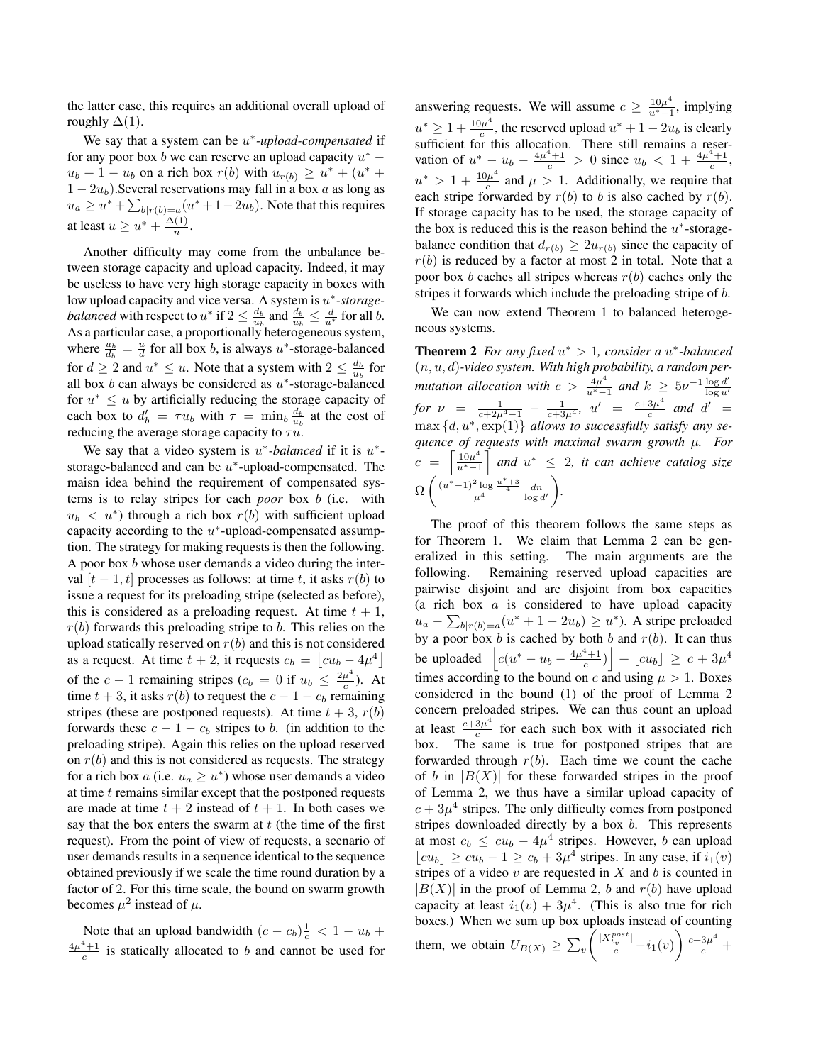the latter case, this requires an additional overall upload of roughly $\Delta(1)$.

We say that a system can be $u^*$-*upload-compensated* if for any poor box $b$ we can reserve an upload capacity $u^* - u_b + 1 - u_b$ on a rich box $r(b)$ with $u_{r(b)} \geq u^* + (u^* + 1 - 2u_b)$.Several reservations may fall in a box $a$ as long as $u_a \geq u^* + \sum_{b|r(b)=a}(u^* + 1 - 2u_b)$. Note that this requires at least $u \geq u^* + \frac{\Delta(1)}{n}$.

Another difficulty may come from the unbalance between storage capacity and upload capacity. Indeed, it may be useless to have very high storage capacity in boxes with low upload capacity and vice versa. A system is $u^*$-*storage-balanced* with respect to $u^*$ if $2 \leq \frac{d_b}{u_b}$ and $\frac{d_b}{u_b} \leq \frac{d}{u^*}$ for all $b$. As a particular case, a proportionally heterogeneous system, where $\frac{u_b}{d_b} = \frac{u}{d}$ for all box $b$, is always $u^*$-storage-balanced for $d \geq 2$ and $u^* \leq u$. Note that a system with $2 \leq \frac{d_b}{u_b}$ for all box $b$ can always be considered as $u^*$-storage-balanced for $u^* \leq u$ by artificially reducing the storage capacity of each box to $d'_b = \tau u_b$ with $\tau = \min_b \frac{d_b}{u_b}$ at the cost of reducing the average storage capacity to $\tau u$.

We say that a video system is $u^*$-*balanced* if it is $u^*$-storage-balanced and can be $u^*$-upload-compensated. The maisn idea behind the requirement of compensated systems is to relay stripes for each *poor* box $b$ (i.e. with $u_b < u^*$) through a rich box $r(b)$ with sufficient upload capacity according to the $u^*$-upload-compensated assumption. The strategy for making requests is then the following. A poor box $b$ whose user demands a video during the interval $[t-1, t]$ processes as follows: at time $t$, it asks $r(b)$ to issue a request for its preloading stripe (selected as before), this is considered as a preloading request. At time $t+1$, $r(b)$ forwards this preloading stripe to $b$. This relies on the upload statically reserved on $r(b)$ and this is not considered as a request. At time $t+2$, it requests $c_b = \lfloor cu_b - 4\mu^4 \rfloor$ of the $c-1$ remaining stripes ($c_b = 0$ if $u_b \leq \frac{2\mu^4}{c}$). At time $t+3$, it asks $r(b)$ to request the $c-1-c_b$ remaining stripes (these are postponed requests). At time $t+3$, $r(b)$ forwards these $c-1-c_b$ stripes to $b$. (in addition to the preloading stripe). Again this relies on the upload reserved on $r(b)$ and this is not considered as requests. The strategy for a rich box $a$ (i.e. $u_a \geq u^*$) whose user demands a video at time $t$ remains similar except that the postponed requests are made at time $t+2$ instead of $t+1$. In both cases we say that the box enters the swarm at $t$ (the time of the first request). From the point of view of requests, a scenario of user demands results in a sequence identical to the sequence obtained previously if we scale the time round duration by a factor of 2. For this time scale, the bound on swarm growth becomes $\mu^2$ instead of $\mu$.

Note that an upload bandwidth $(c - c_b)\frac{1}{c} < 1 - u_b + \frac{4\mu^4+1}{c}$ is statically allocated to $b$ and cannot be used for answering requests. We will assume $c \geq \frac{10\mu^4}{u^*-1}$, implying $u^* \geq 1 + \frac{10\mu^4}{c}$, the reserved upload $u^* + 1 - 2u_b$ is clearly sufficient for this allocation. There still remains a reservation of $u^* - u_b - \frac{4\mu^4+1}{c} > 0$ since $u_b < 1 + \frac{4\mu^4+1}{c}$, $u^* > 1 + \frac{10\mu^4}{c}$ and $\mu > 1$. Additionally, we require that each stripe forwarded by $r(b)$ to $b$ is also cached by $r(b)$. If storage capacity has to be used, the storage capacity of the box is reduced this is the reason behind the $u^*$-storage-balance condition that $d_{r(b)} \geq 2u_{r(b)}$ since the capacity of $r(b)$ is reduced by a factor at most 2 in total. Note that a poor box $b$ caches all stripes whereas $r(b)$ caches only the stripes it forwards which include the preloading stripe of $b$.

We can now extend Theorem 1 to balanced heterogeneous systems.

**Theorem 2** *For any fixed $u^* > 1$, consider a $u^*$-balanced $(n, u, d)$-video system. With high probability, a random permutation allocation with $c > \frac{4\mu^4}{u^*-1}$ and $k \geq 5\nu^{-1}\frac{\log d'}{\log u'}$ for $\nu = \frac{1}{c+2\mu^4-1} - \frac{1}{c+3\mu^4}$, $u' = \frac{c+3\mu^4}{c}$ and $d' = \max\{d, u^*, \exp(1)\}$ allows to successfully satisfy any sequence of requests with maximal swarm growth $\mu$. For $c = \left\lceil \frac{10\mu^4}{u^*-1} \right\rceil$ and $u^* \leq 2$, it can achieve catalog size $\Omega\left(\frac{(u^*-1)^2 \log \frac{u^*+3}{4}}{\mu^4} \frac{dn}{\log d'}\right)$.*

The proof of this theorem follows the same steps as for Theorem 1. We claim that Lemma 2 can be generalized in this setting. The main arguments are the following. Remaining reserved upload capacities are pairwise disjoint and are disjoint from box capacities (a rich box $a$ is considered to have upload capacity $u_a - \sum_{b|r(b)=a}(u^* + 1 - 2u_b) \geq u^*$). A stripe preloaded by a poor box $b$ is cached by both $b$ and $r(b)$. It can thus be uploaded $\left\lfloor c(u^* - u_b - \frac{4\mu^4+1}{c}) \right\rfloor + \lfloor cu_b \rfloor \geq c + 3\mu^4$ times according to the bound on $c$ and using $\mu > 1$. Boxes considered in the bound (1) of the proof of Lemma 2 concern preloaded stripes. We can thus count an upload at least $\frac{c+3\mu^4}{c}$ for each such box with it associated rich box. The same is true for postponed stripes that are forwarded through $r(b)$. Each time we count the cache of $b$ in $|B(X)|$ for these forwarded stripes in the proof of Lemma 2, we thus have a similar upload capacity of $c + 3\mu^4$ stripes. The only difficulty comes from postponed stripes downloaded directly by a box $b$. This represents at most $c_b \leq cu_b - 4\mu^4$ stripes. However, $b$ can upload $\lfloor cu_b \rfloor \geq cu_b - 1 \geq c_b + 3\mu^4$ stripes. In any case, if $i_1(v)$ stripes of a video $v$ are requested in $X$ and $b$ is counted in $|B(X)|$ in the proof of Lemma 2, $b$ and $r(b)$ have upload capacity at least $i_1(v) + 3\mu^4$. (This is also true for rich boxes.) When we sum up box uploads instead of counting them, we obtain $U_{B(X)} \geq \sum_v \left(\frac{|X_{t_v}^{post}|}{c} - i_1(v)\right) \frac{c+3\mu^4}{c} +$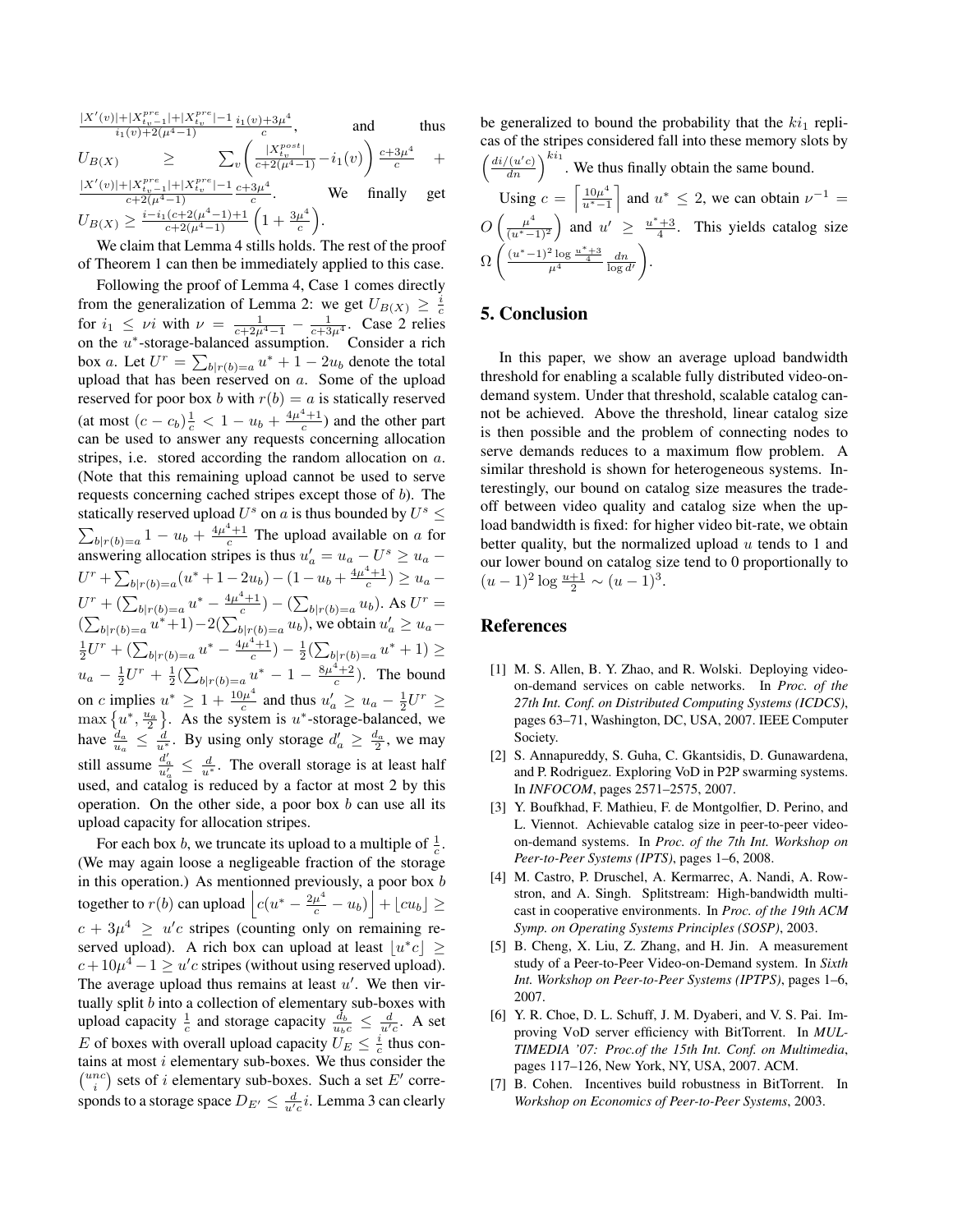$\frac{|X'(v)|+|X_{t_v-1}^{pre}|+|X_{t_v}^{pre}|-1}{i_1(v)+2(\mu^4-1)} \frac{i_1(v)+3\mu^4}{c}$, and thus $U_{B(X)} \geq \sum_v \left( \frac{|X_{t_v}^{post}|}{c+2(\mu^4-1)} - i_1(v) \right) \frac{c+3\mu^4}{c} + \frac{|X'(v)|+|X_{t_v-1}^{pre}|+|X_{t_v}^{pre}|-1}{c+2(\mu^4-1)} \frac{c+3\mu^4}{c}$. We finally get $U_{B(X)} \geq \frac{i-i_1(c+2(\mu^4-1)+1}{c+2(\mu^4-1)} \left(1 + \frac{3\mu^4}{c}\right)$.

We claim that Lemma 4 stills holds. The rest of the proof of Theorem 1 can then be immediately applied to this case.

Following the proof of Lemma 4, Case 1 comes directly from the generalization of Lemma 2: we get $U_{B(X)} \geq \frac{i}{c}$ for $i_1 \leq \nu i$ with $\nu = \frac{1}{c+2\mu^4-1} - \frac{1}{c+3\mu^4}$. Case 2 relies on the $u^*$-storage-balanced assumption. Consider a rich box $a$. Let $U^r = \sum_{b|r(b)=a} u^* + 1 - 2u_b$ denote the total upload that has been reserved on $a$. Some of the upload reserved for poor box $b$ with $r(b) = a$ is statically reserved (at most $(c - c_b)\frac{1}{c} < 1 - u_b + \frac{4\mu^4+1}{c}$) and the other part can be used to answer any requests concerning allocation stripes, i.e. stored according the random allocation on $a$. (Note that this remaining upload cannot be used to serve requests concerning cached stripes except those of $b$). The statically reserved upload $U^s$ on $a$ is thus bounded by $U^s \leq \sum_{b|r(b)=a} 1 - u_b + \frac{4\mu^4+1}{c}$ The upload available on $a$ for answering allocation stripes is thus $u'_a = u_a - U^s \geq u_a - U^r + \sum_{b|r(b)=a}(u^* + 1 - 2u_b) - (1 - u_b + \frac{4\mu^4+1}{c}) \geq u_a - U^r + (\sum_{b|r(b)=a} u^* - \frac{4\mu^4+1}{c}) - (\sum_{b|r(b)=a} u_b)$. As $U^r = (\sum_{b|r(b)=a} u^* + 1) - 2(\sum_{b|r(b)=a} u_b)$, we obtain $u'_a \geq u_a - \frac{1}{2}U^r + (\sum_{b|r(b)=a} u^* - \frac{4\mu^4+1}{c}) - \frac{1}{2}(\sum_{b|r(b)=a} u^* + 1) \geq u_a - \frac{1}{2}U^r + \frac{1}{2}(\sum_{b|r(b)=a} u^* - 1 - \frac{8\mu^4+2}{c})$. The bound on $c$ implies $u^* \geq 1 + \frac{10\mu^4}{c}$ and thus $u'_a \geq u_a - \frac{1}{2}U^r \geq \max\left\{u^*, \frac{u_a}{2}\right\}$. As the system is $u^*$-storage-balanced, we have $\frac{d_a}{u_a} \leq \frac{d}{u^*}$. By using only storage $d'_a \geq \frac{d_a}{2}$, we may still assume $\frac{d'_a}{u'_a} \leq \frac{d}{u^*}$. The overall storage is at least half used, and catalog is reduced by a factor at most 2 by this operation. On the other side, a poor box $b$ can use all its upload capacity for allocation stripes.

For each box $b$, we truncate its upload to a multiple of $\frac{1}{c}$. (We may again loose a negligeable fraction of the storage in this operation.) As mentionned previously, a poor box $b$ together to $r(b)$ can upload $\left\lfloor c(u^* - \frac{2\mu^4}{c} - u_b) \right\rfloor + \lfloor cu_b \rfloor \geq c + 3\mu^4 \geq u'c$ stripes (counting only on remaining reserved upload). A rich box can upload at least $\lfloor u^* c \rfloor \geq c + 10\mu^4 - 1 \geq u'c$ stripes (without using reserved upload). The average upload thus remains at least $u'$. We then virtually split $b$ into a collection of elementary sub-boxes with upload capacity $\frac{1}{c}$ and storage capacity $\frac{d_b}{u_b c} \leq \frac{d}{u'c}$. A set $E$ of boxes with overall upload capacity $U_E \leq \frac{i}{c}$ thus contains at most $i$ elementary sub-boxes. We thus consider the $\binom{unc}{i}$ sets of $i$ elementary sub-boxes. Such a set $E'$ corresponds to a storage space $D_{E'} \leq \frac{d}{u'c} i$. Lemma 3 can clearly be generalized to bound the probability that the $ki_1$ replicas of the stripes considered fall into these memory slots by $\left(\frac{di/(u'c)}{dn}\right)^{ki_1}$. We thus finally obtain the same bound.

Using $c = \left\lceil \frac{10\mu^4}{u^*-1} \right\rceil$ and $u^* \leq 2$, we can obtain $\nu^{-1} = O\left(\frac{\mu^4}{(u^*-1)^2}\right)$ and $u' \geq \frac{u^*+3}{4}$. This yields catalog size $\Omega\left(\frac{(u^*-1)^2 \log \frac{u^*+3}{4}}{\mu^4} \frac{dn}{\log d'}\right)$.

## 5. Conclusion

In this paper, we show an average upload bandwidth threshold for enabling a scalable fully distributed video-on-demand system. Under that threshold, scalable catalog cannot be achieved. Above the threshold, linear catalog size is then possible and the problem of connecting nodes to serve demands reduces to a maximum flow problem. A similar threshold is shown for heterogeneous systems. Interestingly, our bound on catalog size measures the trade-off between video quality and catalog size when the upload bandwidth is fixed: for higher video bit-rate, we obtain better quality, but the normalized upload $u$ tends to 1 and our lower bound on catalog size tend to 0 proportionally to $(u-1)^2 \log \frac{u+1}{2} \sim (u-1)^3$.

## References

[1] M. S. Allen, B. Y. Zhao, and R. Wolski. Deploying video-on-demand services on cable networks. In *Proc. of the 27th Int. Conf. on Distributed Computing Systems (ICDCS)*, pages 63–71, Washington, DC, USA, 2007. IEEE Computer Society.

[2] S. Annapureddy, S. Guha, C. Gkantsidis, D. Gunawardena, and P. Rodriguez. Exploring VoD in P2P swarming systems. In *INFOCOM*, pages 2571–2575, 2007.

[3] Y. Boufkhad, F. Mathieu, F. de Montgolfier, D. Perino, and L. Viennot. Achievable catalog size in peer-to-peer video-on-demand systems. In *Proc. of the 7th Int. Workshop on Peer-to-Peer Systems (IPTS)*, pages 1–6, 2008.

[4] M. Castro, P. Druschel, A. Kermarrec, A. Nandi, A. Rowstron, and A. Singh. Splitstream: High-bandwidth multicast in cooperative environments. In *Proc. of the 19th ACM Symp. on Operating Systems Principles (SOSP)*, 2003.

[5] B. Cheng, X. Liu, Z. Zhang, and H. Jin. A measurement study of a Peer-to-Peer Video-on-Demand system. In *Sixth Int. Workshop on Peer-to-Peer Systems (IPTPS)*, pages 1–6, 2007.

[6] Y. R. Choe, D. L. Schuff, J. M. Dyaberi, and V. S. Pai. Improving VoD server efficiency with BitTorrent. In *MULTIMEDIA '07: Proc.of the 15th Int. Conf. on Multimedia*, pages 117–126, New York, NY, USA, 2007. ACM.

[7] B. Cohen. Incentives build robustness in BitTorrent. In *Workshop on Economics of Peer-to-Peer Systems*, 2003.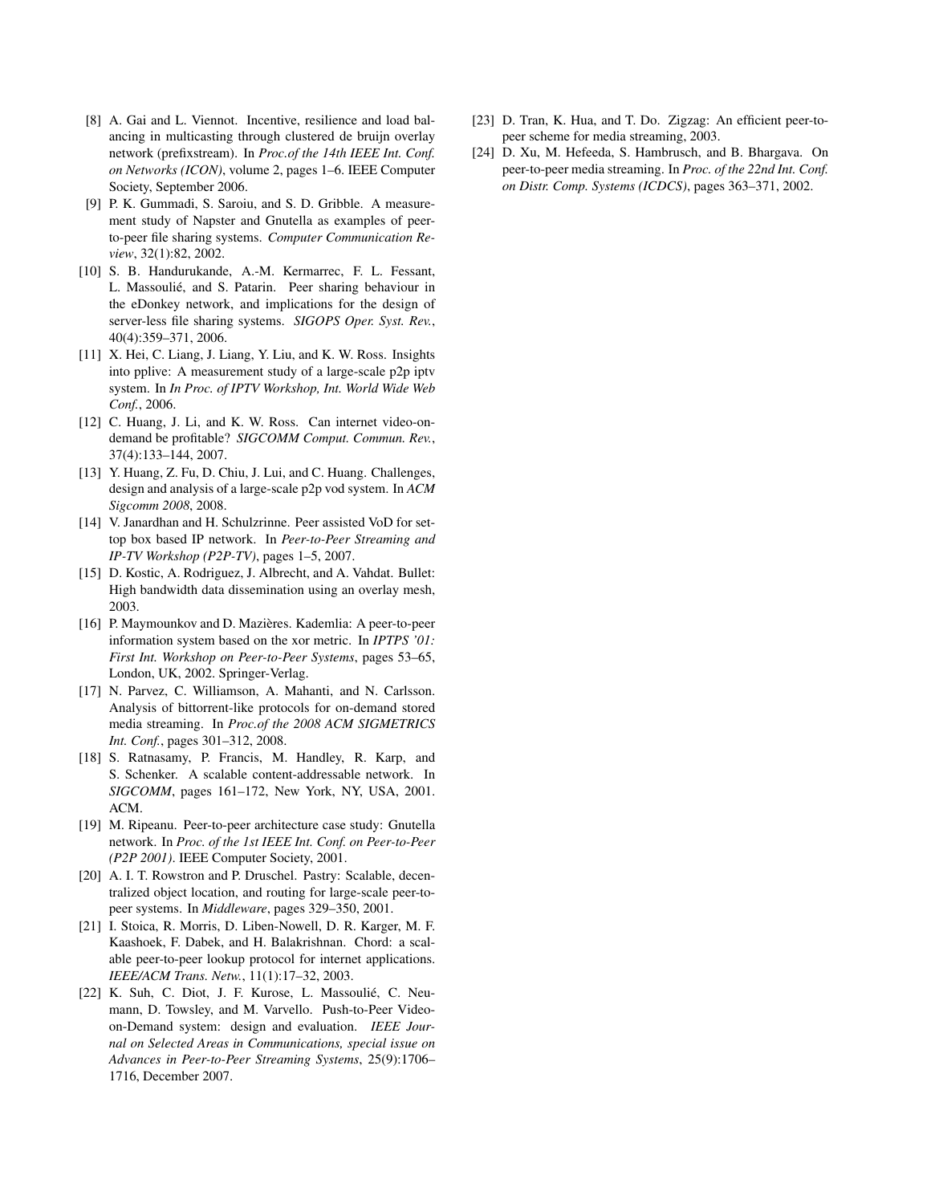[8] A. Gai and L. Viennot. Incentive, resilience and load balancing in multicasting through clustered de bruijn overlay network (prefixstream). In *Proc.of the 14th IEEE Int. Conf. on Networks (ICON)*, volume 2, pages 1–6. IEEE Computer Society, September 2006.

[9] P. K. Gummadi, S. Saroiu, and S. D. Gribble. A measurement study of Napster and Gnutella as examples of peer-to-peer file sharing systems. *Computer Communication Review*, 32(1):82, 2002.

[10] S. B. Handurukande, A.-M. Kermarrec, F. L. Fessant, L. Massoulié, and S. Patarin. Peer sharing behaviour in the eDonkey network, and implications for the design of server-less file sharing systems. *SIGOPS Oper. Syst. Rev.*, 40(4):359–371, 2006.

[11] X. Hei, C. Liang, J. Liang, Y. Liu, and K. W. Ross. Insights into pplive: A measurement study of a large-scale p2p iptv system. In *In Proc. of IPTV Workshop, Int. World Wide Web Conf.*, 2006.

[12] C. Huang, J. Li, and K. W. Ross. Can internet video-on-demand be profitable? *SIGCOMM Comput. Commun. Rev.*, 37(4):133–144, 2007.

[13] Y. Huang, Z. Fu, D. Chiu, J. Lui, and C. Huang. Challenges, design and analysis of a large-scale p2p vod system. In *ACM Sigcomm 2008*, 2008.

[14] V. Janardhan and H. Schulzrinne. Peer assisted VoD for set-top box based IP network. In *Peer-to-Peer Streaming and IP-TV Workshop (P2P-TV)*, pages 1–5, 2007.

[15] D. Kostic, A. Rodriguez, J. Albrecht, and A. Vahdat. Bullet: High bandwidth data dissemination using an overlay mesh, 2003.

[16] P. Maymounkov and D. Mazières. Kademlia: A peer-to-peer information system based on the xor metric. In *IPTPS '01: First Int. Workshop on Peer-to-Peer Systems*, pages 53–65, London, UK, 2002. Springer-Verlag.

[17] N. Parvez, C. Williamson, A. Mahanti, and N. Carlsson. Analysis of bittorrent-like protocols for on-demand stored media streaming. In *Proc.of the 2008 ACM SIGMETRICS Int. Conf.*, pages 301–312, 2008.

[18] S. Ratnasamy, P. Francis, M. Handley, R. Karp, and S. Schenker. A scalable content-addressable network. In *SIGCOMM*, pages 161–172, New York, NY, USA, 2001. ACM.

[19] M. Ripeanu. Peer-to-peer architecture case study: Gnutella network. In *Proc. of the 1st IEEE Int. Conf. on Peer-to-Peer (P2P 2001)*. IEEE Computer Society, 2001.

[20] A. I. T. Rowstron and P. Druschel. Pastry: Scalable, decentralized object location, and routing for large-scale peer-to-peer systems. In *Middleware*, pages 329–350, 2001.

[21] I. Stoica, R. Morris, D. Liben-Nowell, D. R. Karger, M. F. Kaashoek, F. Dabek, and H. Balakrishnan. Chord: a scalable peer-to-peer lookup protocol for internet applications. *IEEE/ACM Trans. Netw.*, 11(1):17–32, 2003.

[22] K. Suh, C. Diot, J. F. Kurose, L. Massoulié, C. Neumann, D. Towsley, and M. Varvello. Push-to-Peer Video-on-Demand system: design and evaluation. *IEEE Journal on Selected Areas in Communications, special issue on Advances in Peer-to-Peer Streaming Systems*, 25(9):1706–1716, December 2007.

[23] D. Tran, K. Hua, and T. Do. Zigzag: An efficient peer-to-peer scheme for media streaming, 2003.

[24] D. Xu, M. Hefeeda, S. Hambrusch, and B. Bhargava. On peer-to-peer media streaming. In *Proc. of the 22nd Int. Conf. on Distr. Comp. Systems (ICDCS)*, pages 363–371, 2002.